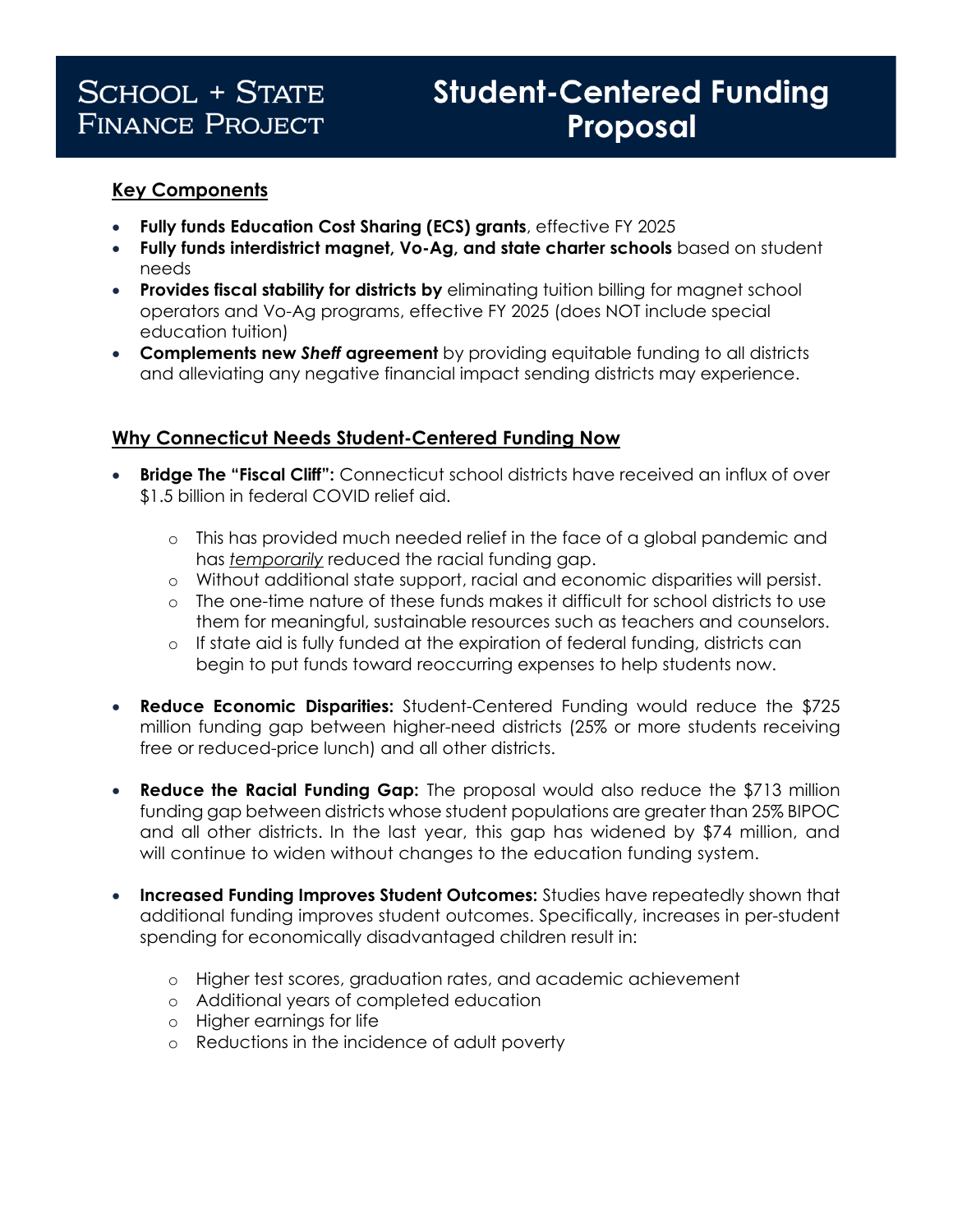# School + State Finance Project

# Student-Centered Funding Proposal

## Key Components

- **Fully funds Education Cost Sharing (ECS) grants**, effective FY 2025
- **Fully funds interdistrict magnet, Vo-Ag, and state charter schools** based on student needs
- **Provides fiscal stability for districts by** eliminating tuition billing for magnet school operators and Vo-Ag programs, effective FY 2025 (does NOT include special education tuition)
- **Complements new *Sheff* agreement** by providing equitable funding to all districts and alleviating any negative financial impact sending districts may experience.

## Why Connecticut Needs Student-Centered Funding Now

- **Bridge The "Fiscal Cliff":** Connecticut school districts have received an influx of over $1.5 billion in federal COVID relief aid.
  - This has provided much needed relief in the face of a global pandemic and has ***temporarily*** reduced the racial funding gap.
  - Without additional state support, racial and economic disparities will persist.
  - The one-time nature of these funds makes it difficult for school districts to use them for meaningful, sustainable resources such as teachers and counselors.
  - If state aid is fully funded at the expiration of federal funding, districts can begin to put funds toward reoccurring expenses to help students now.
- **Reduce Economic Disparities:** Student-Centered Funding would reduce the $725 million funding gap between higher-need districts (25% or more students receiving free or reduced-price lunch) and all other districts.
- **Reduce the Racial Funding Gap:** The proposal would also reduce the $713 million funding gap between districts whose student populations are greater than 25% BIPOC and all other districts. In the last year, this gap has widened by $74 million, and will continue to widen without changes to the education funding system.
- **Increased Funding Improves Student Outcomes:** Studies have repeatedly shown that additional funding improves student outcomes. Specifically, increases in per-student spending for economically disadvantaged children result in:
  - Higher test scores, graduation rates, and academic achievement
  - Additional years of completed education
  - Higher earnings for life
  - Reductions in the incidence of adult poverty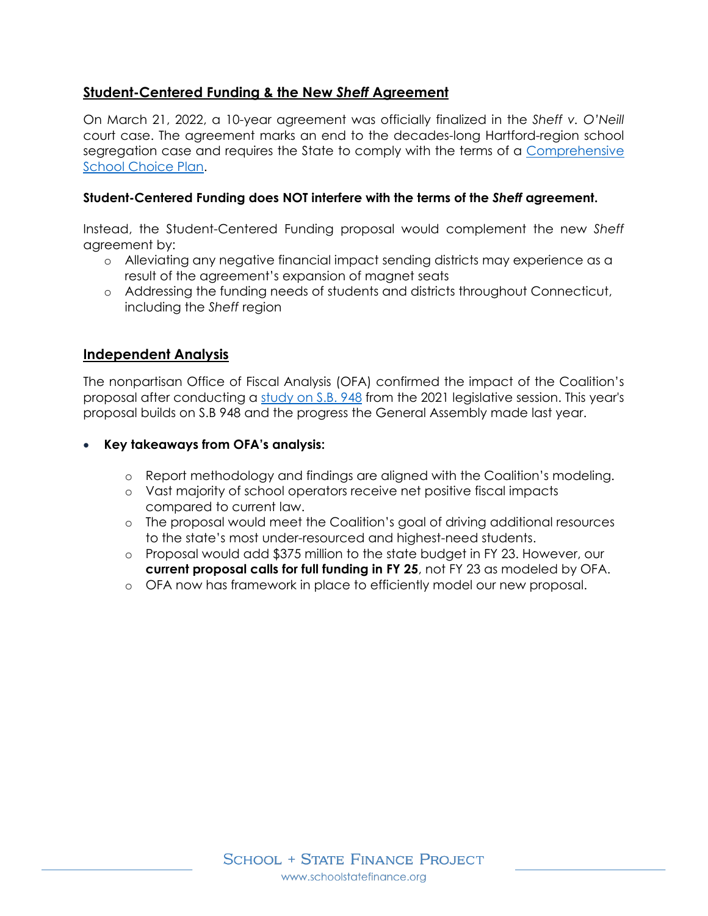## Student-Centered Funding & the New *Sheff* Agreement

On March 21, 2022, a 10-year agreement was officially finalized in the *Sheff v. O'Neill* court case. The agreement marks an end to the decades-long Hartford-region school segregation case and requires the State to comply with the terms of a Comprehensive School Choice Plan.

**Student-Centered Funding does NOT interfere with the terms of the *Sheff* agreement.**

Instead, the Student-Centered Funding proposal would complement the new *Sheff* agreement by:

- Alleviating any negative financial impact sending districts may experience as a result of the agreement's expansion of magnet seats
- Addressing the funding needs of students and districts throughout Connecticut, including the *Sheff* region

## Independent Analysis

The nonpartisan Office of Fiscal Analysis (OFA) confirmed the impact of the Coalition's proposal after conducting a study on S.B. 948 from the 2021 legislative session. This year's proposal builds on S.B 948 and the progress the General Assembly made last year.

- **Key takeaways from OFA's analysis:**
  - Report methodology and findings are aligned with the Coalition's modeling.
  - Vast majority of school operators receive net positive fiscal impacts compared to current law.
  - The proposal would meet the Coalition's goal of driving additional resources to the state's most under-resourced and highest-need students.
  - Proposal would add $375 million to the state budget in FY 23. However, our **current proposal calls for full funding in FY 25**, not FY 23 as modeled by OFA.
  - OFA now has framework in place to efficiently model our new proposal.